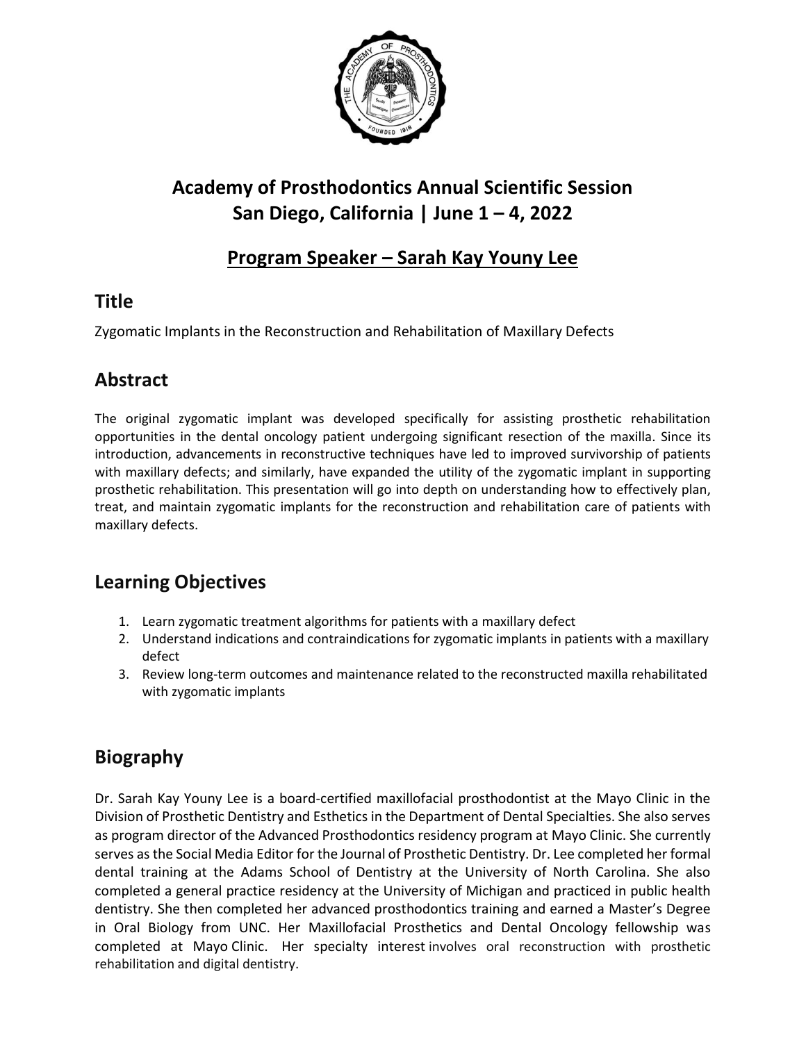# Academy of Prosthodontics Annual Scientific Session
# San Diego, California | June 1 – 4, 2022

## Program Speaker – Sarah Kay Youny Lee

## Title

Zygomatic Implants in the Reconstruction and Rehabilitation of Maxillary Defects

## Abstract

The original zygomatic implant was developed specifically for assisting prosthetic rehabilitation opportunities in the dental oncology patient undergoing significant resection of the maxilla. Since its introduction, advancements in reconstructive techniques have led to improved survivorship of patients with maxillary defects; and similarly, have expanded the utility of the zygomatic implant in supporting prosthetic rehabilitation. This presentation will go into depth on understanding how to effectively plan, treat, and maintain zygomatic implants for the reconstruction and rehabilitation care of patients with maxillary defects.

## Learning Objectives

1. Learn zygomatic treatment algorithms for patients with a maxillary defect
2. Understand indications and contraindications for zygomatic implants in patients with a maxillary defect
3. Review long-term outcomes and maintenance related to the reconstructed maxilla rehabilitated with zygomatic implants

## Biography

Dr. Sarah Kay Youny Lee is a board-certified maxillofacial prosthodontist at the Mayo Clinic in the Division of Prosthetic Dentistry and Esthetics in the Department of Dental Specialties. She also serves as program director of the Advanced Prosthodontics residency program at Mayo Clinic. She currently serves as the Social Media Editor for the Journal of Prosthetic Dentistry. Dr. Lee completed her formal dental training at the Adams School of Dentistry at the University of North Carolina. She also completed a general practice residency at the University of Michigan and practiced in public health dentistry. She then completed her advanced prosthodontics training and earned a Master's Degree in Oral Biology from UNC. Her Maxillofacial Prosthetics and Dental Oncology fellowship was completed at Mayo Clinic. Her specialty interest involves oral reconstruction with prosthetic rehabilitation and digital dentistry.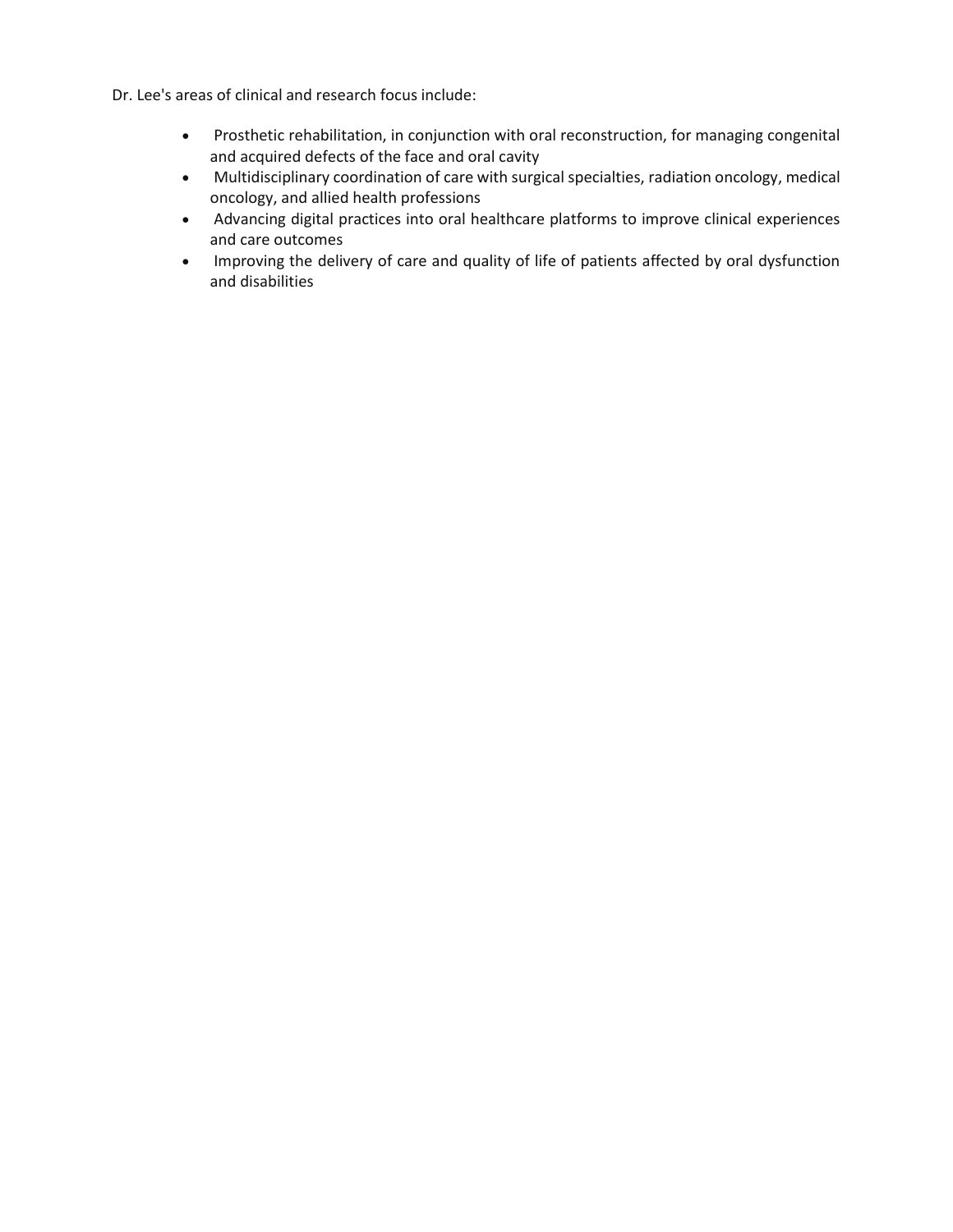Dr. Lee's areas of clinical and research focus include:

- Prosthetic rehabilitation, in conjunction with oral reconstruction, for managing congenital and acquired defects of the face and oral cavity
- Multidisciplinary coordination of care with surgical specialties, radiation oncology, medical oncology, and allied health professions
- Advancing digital practices into oral healthcare platforms to improve clinical experiences and care outcomes
- Improving the delivery of care and quality of life of patients affected by oral dysfunction and disabilities